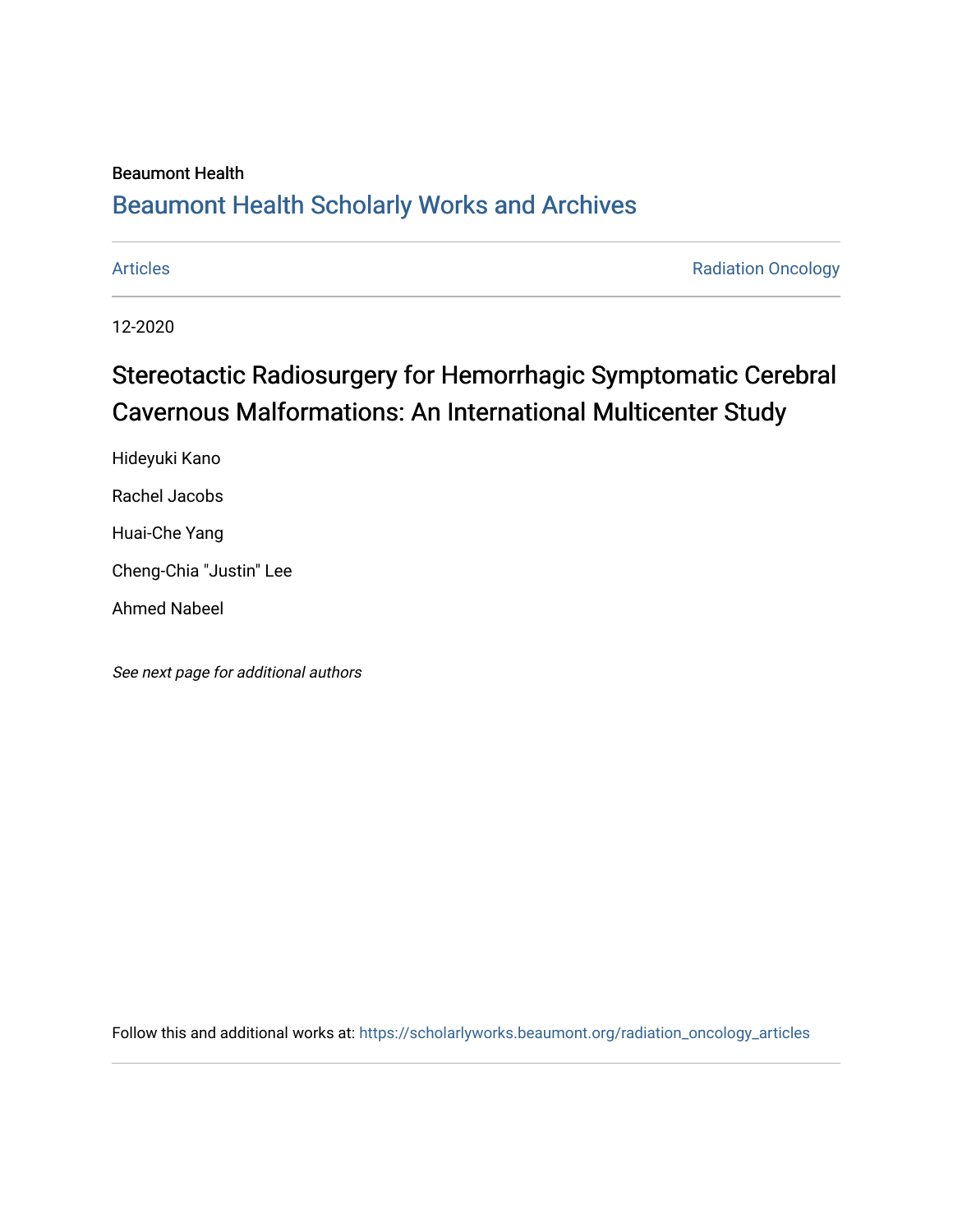Beaumont Health

## Beaumont Health Scholarly Works and Archives

Articles | Radiation Oncology

12-2020

# Stereotactic Radiosurgery for Hemorrhagic Symptomatic Cerebral Cavernous Malformations: An International Multicenter Study

Hideyuki Kano

Rachel Jacobs

Huai-Che Yang

Cheng-Chia "Justin" Lee

Ahmed Nabeel

*See next page for additional authors*

Follow this and additional works at: https://scholarlyworks.beaumont.org/radiation_oncology_articles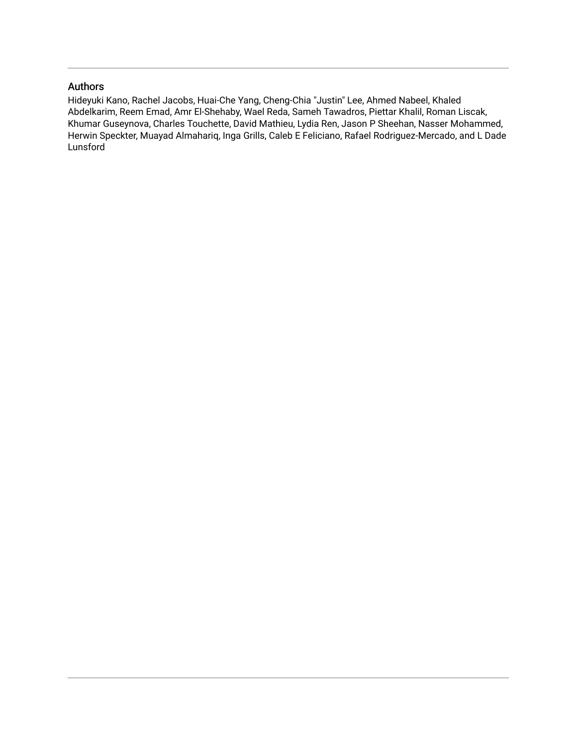## Authors

Hideyuki Kano, Rachel Jacobs, Huai-Che Yang, Cheng-Chia "Justin" Lee, Ahmed Nabeel, Khaled Abdelkarim, Reem Emad, Amr El-Shehaby, Wael Reda, Sameh Tawadros, Piettar Khalil, Roman Liscak, Khumar Guseynova, Charles Touchette, David Mathieu, Lydia Ren, Jason P Sheehan, Nasser Mohammed, Herwin Speckter, Muayad Almahariq, Inga Grills, Caleb E Feliciano, Rafael Rodriguez-Mercado, and L Dade Lunsford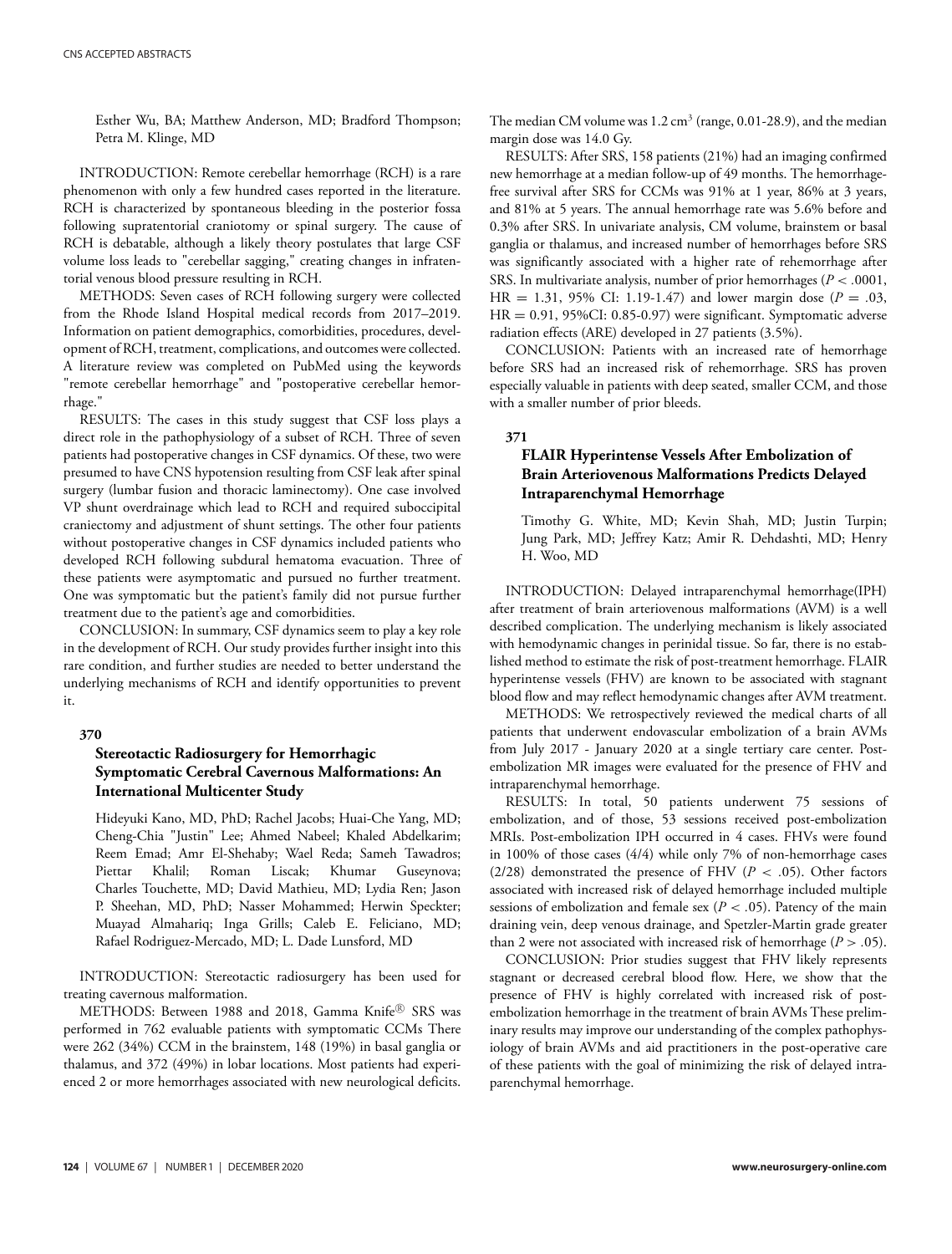Esther Wu, BA; Matthew Anderson, MD; Bradford Thompson; Petra M. Klinge, MD

INTRODUCTION: Remote cerebellar hemorrhage (RCH) is a rare phenomenon with only a few hundred cases reported in the literature. RCH is characterized by spontaneous bleeding in the posterior fossa following supratentorial craniotomy or spinal surgery. The cause of RCH is debatable, although a likely theory postulates that large CSF volume loss leads to "cerebellar sagging," creating changes in infratentorial venous blood pressure resulting in RCH.

METHODS: Seven cases of RCH following surgery were collected from the Rhode Island Hospital medical records from 2017–2019. Information on patient demographics, comorbidities, procedures, development of RCH, treatment, complications, and outcomes were collected. A literature review was completed on PubMed using the keywords "remote cerebellar hemorrhage" and "postoperative cerebellar hemorrhage."

RESULTS: The cases in this study suggest that CSF loss plays a direct role in the pathophysiology of a subset of RCH. Three of seven patients had postoperative changes in CSF dynamics. Of these, two were presumed to have CNS hypotension resulting from CSF leak after spinal surgery (lumbar fusion and thoracic laminectomy). One case involved VP shunt overdrainage which lead to RCH and required suboccipital craniectomy and adjustment of shunt settings. The other four patients without postoperative changes in CSF dynamics included patients who developed RCH following subdural hematoma evacuation. Three of these patients were asymptomatic and pursued no further treatment. One was symptomatic but the patient's family did not pursue further treatment due to the patient's age and comorbidities.

CONCLUSION: In summary, CSF dynamics seem to play a key role in the development of RCH. Our study provides further insight into this rare condition, and further studies are needed to better understand the underlying mechanisms of RCH and identify opportunities to prevent it.

**370**

### Stereotactic Radiosurgery for Hemorrhagic Symptomatic Cerebral Cavernous Malformations: An International Multicenter Study

Hideyuki Kano, MD, PhD; Rachel Jacobs; Huai-Che Yang, MD; Cheng-Chia "Justin" Lee; Ahmed Nabeel; Khaled Abdelkarim; Reem Emad; Amr El-Shehaby; Wael Reda; Sameh Tawadros; Piettar Khalil; Roman Liscak; Khumar Guseynova; Charles Touchette, MD; David Mathieu, MD; Lydia Ren; Jason P. Sheehan, MD, PhD; Nasser Mohammed; Herwin Speckter; Muayad Almahariq; Inga Grills; Caleb E. Feliciano, MD; Rafael Rodriguez-Mercado, MD; L. Dade Lunsford, MD

INTRODUCTION: Stereotactic radiosurgery has been used for treating cavernous malformation.

METHODS: Between 1988 and 2018, Gamma Knife® SRS was performed in 762 evaluable patients with symptomatic CCMs There were 262 (34%) CCM in the brainstem, 148 (19%) in basal ganglia or thalamus, and 372 (49%) in lobar locations. Most patients had experienced 2 or more hemorrhages associated with new neurological deficits. The median CM volume was 1.2 $cm^3$ (range, 0.01-28.9), and the median margin dose was 14.0 Gy.

RESULTS: After SRS, 158 patients (21%) had an imaging confirmed new hemorrhage at a median follow-up of 49 months. The hemorrhage-free survival after SRS for CCMs was 91% at 1 year, 86% at 3 years, and 81% at 5 years. The annual hemorrhage rate was 5.6% before and 0.3% after SRS. In univariate analysis, CM volume, brainstem or basal ganglia or thalamus, and increased number of hemorrhages before SRS was significantly associated with a higher rate of rehemorrhage after SRS. In multivariate analysis, number of prior hemorrhages ($P < .0001$, HR = 1.31, 95% CI: 1.19-1.47) and lower margin dose ($P = .03$, HR = 0.91, 95%CI: 0.85-0.97) were significant. Symptomatic adverse radiation effects (ARE) developed in 27 patients (3.5%).

CONCLUSION: Patients with an increased rate of hemorrhage before SRS had an increased risk of rehemorrhage. SRS has proven especially valuable in patients with deep seated, smaller CCM, and those with a smaller number of prior bleeds.

**371**

### FLAIR Hyperintense Vessels After Embolization of Brain Arteriovenous Malformations Predicts Delayed Intraparenchymal Hemorrhage

Timothy G. White, MD; Kevin Shah, MD; Justin Turpin; Jung Park, MD; Jeffrey Katz; Amir R. Dehdashti, MD; Henry H. Woo, MD

INTRODUCTION: Delayed intraparenchymal hemorrhage(IPH) after treatment of brain arteriovenous malformations (AVM) is a well described complication. The underlying mechanism is likely associated with hemodynamic changes in perinidal tissue. So far, there is no established method to estimate the risk of post-treatment hemorrhage. FLAIR hyperintense vessels (FHV) are known to be associated with stagnant blood flow and may reflect hemodynamic changes after AVM treatment.

METHODS: We retrospectively reviewed the medical charts of all patients that underwent endovascular embolization of a brain AVMs from July 2017 - January 2020 at a single tertiary care center. Post-embolization MR images were evaluated for the presence of FHV and intraparenchymal hemorrhage.

RESULTS: In total, 50 patients underwent 75 sessions of embolization, and of those, 53 sessions received post-embolization MRIs. Post-embolization IPH occurred in 4 cases. FHVs were found in 100% of those cases (4/4) while only 7% of non-hemorrhage cases (2/28) demonstrated the presence of FHV ($P < .05$). Other factors associated with increased risk of delayed hemorrhage included multiple sessions of embolization and female sex ($P < .05$). Patency of the main draining vein, deep venous drainage, and Spetzler-Martin grade greater than 2 were not associated with increased risk of hemorrhage ($P > .05$).

CONCLUSION: Prior studies suggest that FHV likely represents stagnant or decreased cerebral blood flow. Here, we show that the presence of FHV is highly correlated with increased risk of post-embolization hemorrhage in the treatment of brain AVMs These preliminary results may improve our understanding of the complex pathophysiology of brain AVMs and aid practitioners in the post-operative care of these patients with the goal of minimizing the risk of delayed intraparenchymal hemorrhage.